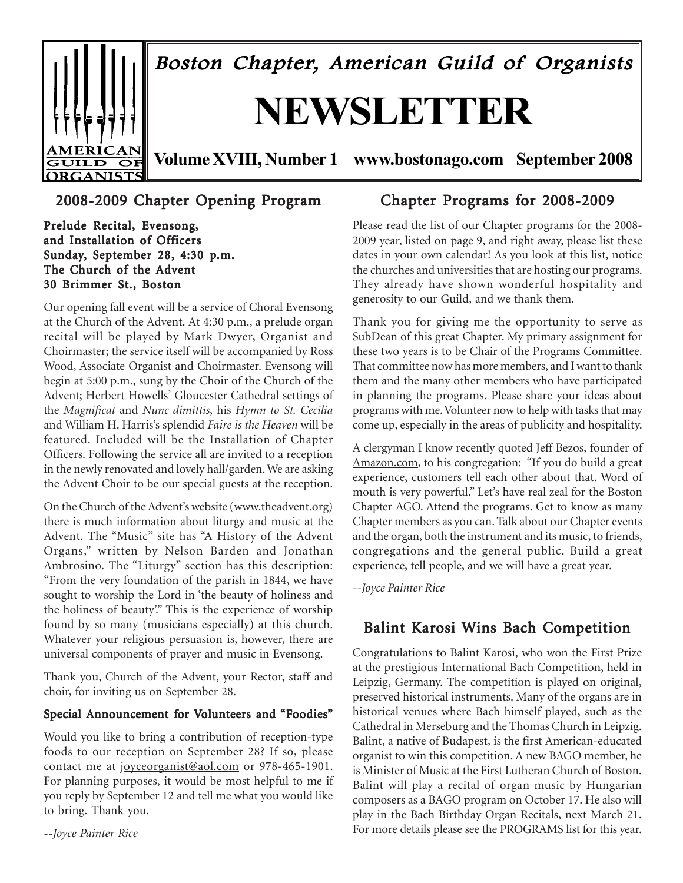# Boston Chapter, American Guild of Organists

# NEWSLETTER

**Volume XVIII, Number 1 www.bostonago.com September 2008**

## 2008-2009 Chapter Opening Program

**Prelude Recital, Evensong, and Installation of Officers**
**Sunday, September 28, 4:30 p.m.**
**The Church of the Advent**
**30 Brimmer St., Boston**

Our opening fall event will be a service of Choral Evensong at the Church of the Advent. At 4:30 p.m., a prelude organ recital will be played by Mark Dwyer, Organist and Choirmaster; the service itself will be accompanied by Ross Wood, Associate Organist and Choirmaster. Evensong will begin at 5:00 p.m., sung by the Choir of the Church of the Advent; Herbert Howells' Gloucester Cathedral settings of the *Magnificat* and *Nunc dimittis*, his *Hymn to St. Cecilia* and William H. Harris's splendid *Faire is the Heaven* will be featured. Included will be the Installation of Chapter Officers. Following the service all are invited to a reception in the newly renovated and lovely hall/garden. We are asking the Advent Choir to be our special guests at the reception.

On the Church of the Advent's website (www.theadvent.org) there is much information about liturgy and music at the Advent. The "Music" site has "A History of the Advent Organs," written by Nelson Barden and Jonathan Ambrosino. The "Liturgy" section has this description: "From the very foundation of the parish in 1844, we have sought to worship the Lord in 'the beauty of holiness and the holiness of beauty'." This is the experience of worship found by so many (musicians especially) at this church. Whatever your religious persuasion is, however, there are universal components of prayer and music in Evensong.

Thank you, Church of the Advent, your Rector, staff and choir, for inviting us on September 28.

### Special Announcement for Volunteers and "Foodies"

Would you like to bring a contribution of reception-type foods to our reception on September 28? If so, please contact me at joyceorganist@aol.com or 978-465-1901. For planning purposes, it would be most helpful to me if you reply by September 12 and tell me what you would like to bring. Thank you.

*--Joyce Painter Rice*

## Chapter Programs for 2008-2009

Please read the list of our Chapter programs for the 2008-2009 year, listed on page 9, and right away, please list these dates in your own calendar! As you look at this list, notice the churches and universities that are hosting our programs. They already have shown wonderful hospitality and generosity to our Guild, and we thank them.

Thank you for giving me the opportunity to serve as SubDean of this great Chapter. My primary assignment for these two years is to be Chair of the Programs Committee. That committee now has more members, and I want to thank them and the many other members who have participated in planning the programs. Please share your ideas about programs with me. Volunteer now to help with tasks that may come up, especially in the areas of publicity and hospitality.

A clergyman I know recently quoted Jeff Bezos, founder of Amazon.com, to his congregation: "If you do build a great experience, customers tell each other about that. Word of mouth is very powerful." Let's have real zeal for the Boston Chapter AGO. Attend the programs. Get to know as many Chapter members as you can. Talk about our Chapter events and the organ, both the instrument and its music, to friends, congregations and the general public. Build a great experience, tell people, and we will have a great year.

*--Joyce Painter Rice*

## Balint Karosi Wins Bach Competition

Congratulations to Balint Karosi, who won the First Prize at the prestigious International Bach Competition, held in Leipzig, Germany. The competition is played on original, preserved historical instruments. Many of the organs are in historical venues where Bach himself played, such as the Cathedral in Merseburg and the Thomas Church in Leipzig. Balint, a native of Budapest, is the first American-educated organist to win this competition. A new BAGO member, he is Minister of Music at the First Lutheran Church of Boston. Balint will play a recital of organ music by Hungarian composers as a BAGO program on October 17. He also will play in the Bach Birthday Organ Recitals, next March 21. For more details please see the PROGRAMS list for this year.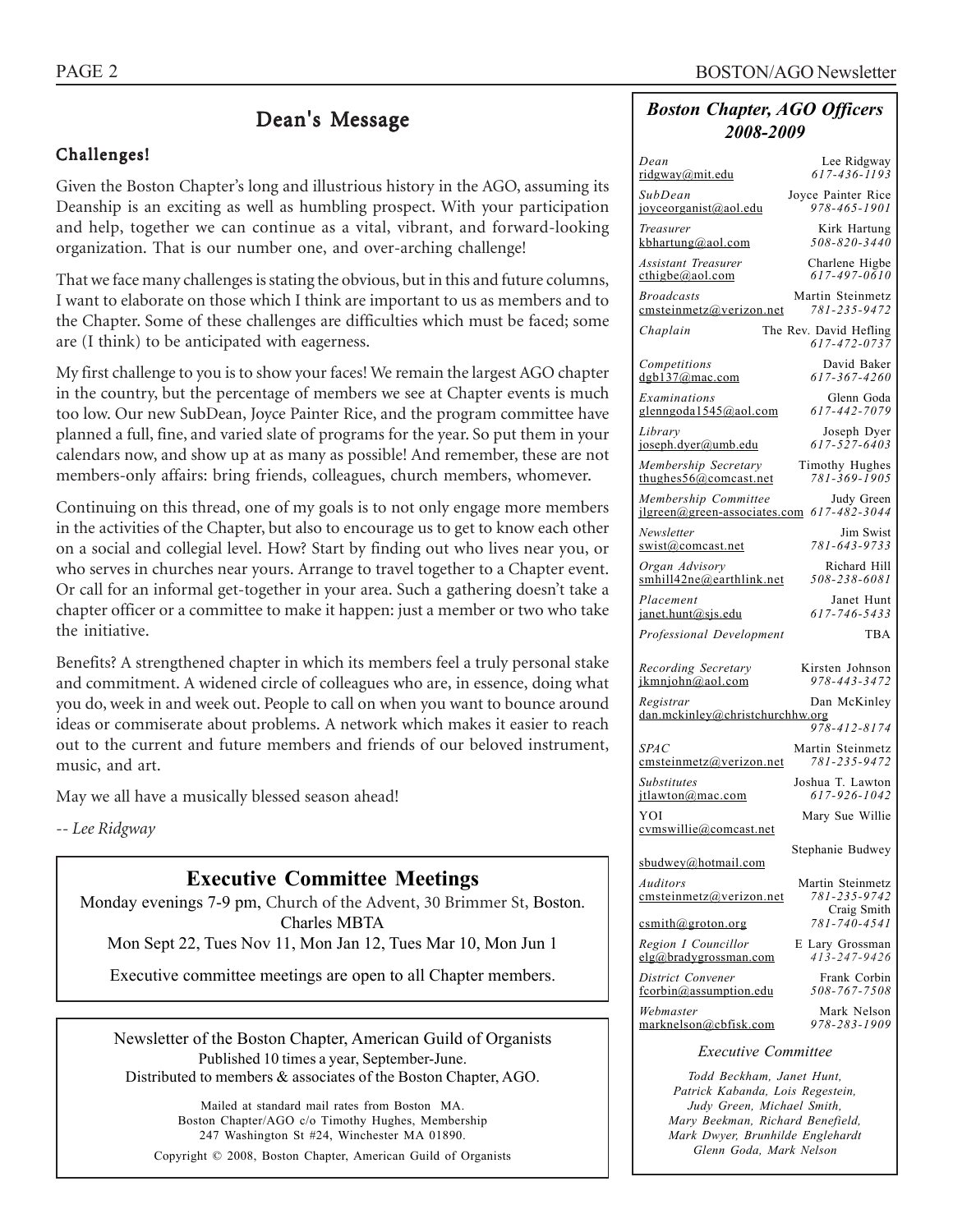## Dean's Message

### Challenges!

Given the Boston Chapter's long and illustrious history in the AGO, assuming its Deanship is an exciting as well as humbling prospect. With your participation and help, together we can continue as a vital, vibrant, and forward-looking organization. That is our number one, and over-arching challenge!

That we face many challenges is stating the obvious, but in this and future columns, I want to elaborate on those which I think are important to us as members and to the Chapter. Some of these challenges are difficulties which must be faced; some are (I think) to be anticipated with eagerness.

My first challenge to you is to show your faces! We remain the largest AGO chapter in the country, but the percentage of members we see at Chapter events is much too low. Our new SubDean, Joyce Painter Rice, and the program committee have planned a full, fine, and varied slate of programs for the year. So put them in your calendars now, and show up at as many as possible! And remember, these are not members-only affairs: bring friends, colleagues, church members, whomever.

Continuing on this thread, one of my goals is to not only engage more members in the activities of the Chapter, but also to encourage us to get to know each other on a social and collegial level. How? Start by finding out who lives near you, or who serves in churches near yours. Arrange to travel together to a Chapter event. Or call for an informal get-together in your area. Such a gathering doesn't take a chapter officer or a committee to make it happen: just a member or two who take the initiative.

Benefits? A strengthened chapter in which its members feel a truly personal stake and commitment. A widened circle of colleagues who are, in essence, doing what you do, week in and week out. People to call on when you want to bounce around ideas or commiserate about problems. A network which makes it easier to reach out to the current and future members and friends of our beloved instrument, music, and art.

May we all have a musically blessed season ahead!

*-- Lee Ridgway*

## Executive Committee Meetings

Monday evenings 7-9 pm, Church of the Advent, 30 Brimmer St, Boston. Charles MBTA

Mon Sept 22, Tues Nov 11, Mon Jan 12, Tues Mar 10, Mon Jun 1

Executive committee meetings are open to all Chapter members.

---

Newsletter of the Boston Chapter, American Guild of Organists
Published 10 times a year, September-June.
Distributed to members & associates of the Boston Chapter, AGO.

Mailed at standard mail rates from Boston MA.
Boston Chapter/AGO c/o Timothy Hughes, Membership
247 Washington St #24, Winchester MA 01890.

Copyright © 2008, Boston Chapter, American Guild of Organists

---

## *Boston Chapter, AGO Officers 2008-2009*

| Position / Email | Name / Phone |
|---|---|
| *Dean* ridgway@mit.edu | Lee Ridgway *617-436-1193* |
| *SubDean* joyceorganist@aol.edu | Joyce Painter Rice *978-465-1901* |
| *Treasurer* kbhartung@aol.com | Kirk Hartung *508-820-3440* |
| *Assistant Treasurer* cthigbe@aol.com | Charlene Higbe *617-497-0610* |
| *Broadcasts* cmsteinmetz@verizon.net | Martin Steinmetz *781-235-9472* |
| *Chaplain* | The Rev. David Hefling *617-472-0737* |
| *Competitions* dgb137@mac.com | David Baker *617-367-4260* |
| *Examinations* glenngoda1545@aol.com | Glenn Goda *617-442-7079* |
| *Library* joseph.dyer@umb.edu | Joseph Dyer *617-527-6403* |
| *Membership Secretary* thughes56@comcast.net | Timothy Hughes *781-369-1905* |
| *Membership Committee* jlgreen@green-associates.com | Judy Green *617-482-3044* |
| *Newsletter* swist@comcast.net | Jim Swist *781-643-9733* |
| *Organ Advisory* smhill42ne@earthlink.net | Richard Hill *508-238-6081* |
| *Placement* janet.hunt@sjs.edu | Janet Hunt *617-746-5433* |
| *Professional Development* | TBA |
| *Recording Secretary* jkmnjohn@aol.com | Kirsten Johnson *978-443-3472* |
| *Registrar* dan.mckinley@christchurchhw.org | Dan McKinley *978-412-8174* |
| *SPAC* cmsteinmetz@verizon.net | Martin Steinmetz *781-235-9472* |
| *Substitutes* jtlawton@mac.com | Joshua T. Lawton *617-926-1042* |
| YOI cvmswillie@comcast.net | Mary Sue Willie |
| sbudwey@hotmail.com | Stephanie Budwey |
| *Auditors* cmsteinmetz@verizon.net | Martin Steinmetz *781-235-9742* |
| csmith@groton.org | Craig Smith *781-740-4541* |
| *Region I Councillor* elg@bradygrossman.com | E Lary Grossman *413-247-9426* |
| *District Convener* fcorbin@assumption.edu | Frank Corbin *508-767-7508* |
| *Webmaster* marknelson@cbfisk.com | Mark Nelson *978-283-1909* |

### *Executive Committee*

*Todd Beckham, Janet Hunt, Patrick Kabanda, Lois Regestein, Judy Green, Michael Smith, Mary Beekman, Richard Benefield, Mark Dwyer, Brunhilde Englehardt Glenn Goda, Mark Nelson*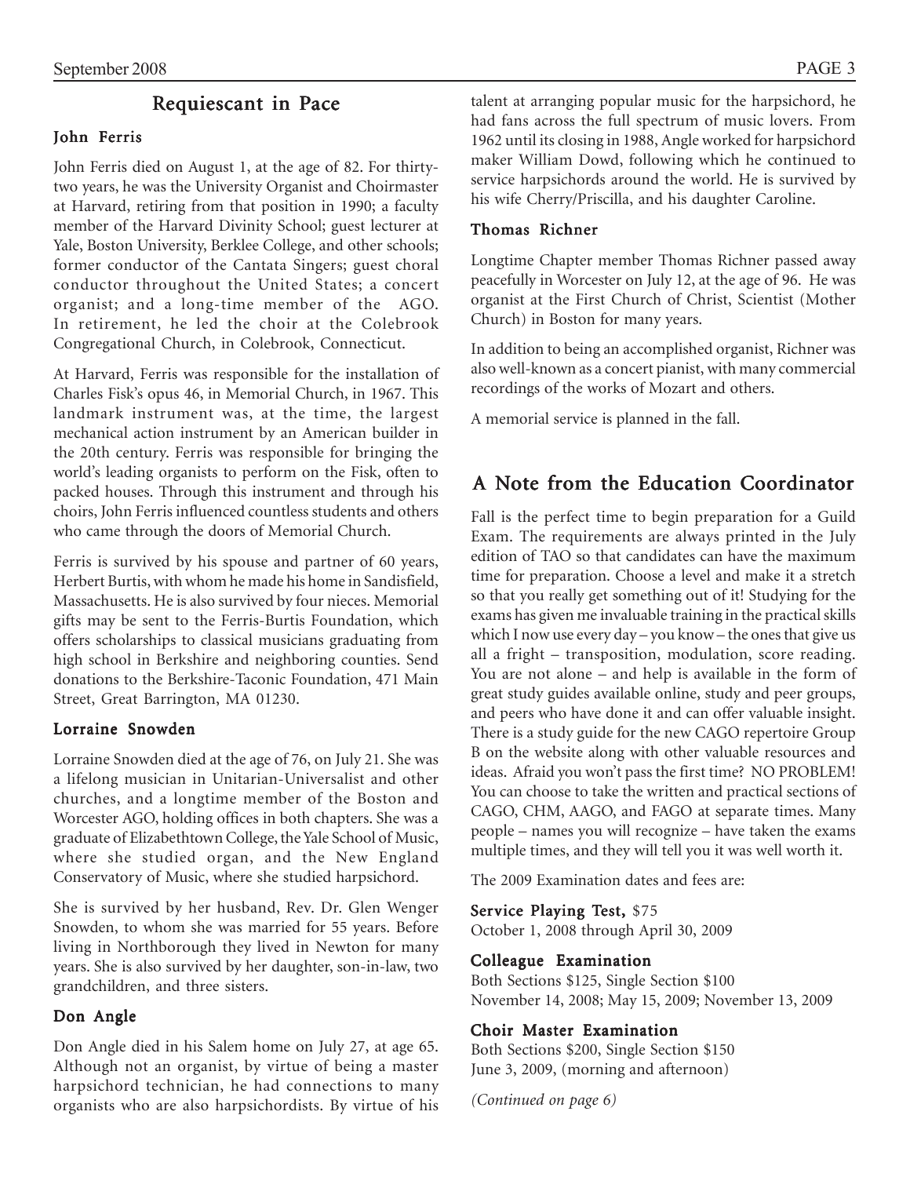## Requiescant in Pace

### John Ferris

John Ferris died on August 1, at the age of 82. For thirty-two years, he was the University Organist and Choirmaster at Harvard, retiring from that position in 1990; a faculty member of the Harvard Divinity School; guest lecturer at Yale, Boston University, Berklee College, and other schools; former conductor of the Cantata Singers; guest choral conductor throughout the United States; a concert organist; and a long-time member of the AGO. In retirement, he led the choir at the Colebrook Congregational Church, in Colebrook, Connecticut.

At Harvard, Ferris was responsible for the installation of Charles Fisk's opus 46, in Memorial Church, in 1967. This landmark instrument was, at the time, the largest mechanical action instrument by an American builder in the 20th century. Ferris was responsible for bringing the world's leading organists to perform on the Fisk, often to packed houses. Through this instrument and through his choirs, John Ferris influenced countless students and others who came through the doors of Memorial Church.

Ferris is survived by his spouse and partner of 60 years, Herbert Burtis, with whom he made his home in Sandisfield, Massachusetts. He is also survived by four nieces. Memorial gifts may be sent to the Ferris-Burtis Foundation, which offers scholarships to classical musicians graduating from high school in Berkshire and neighboring counties. Send donations to the Berkshire-Taconic Foundation, 471 Main Street, Great Barrington, MA 01230.

### Lorraine Snowden

Lorraine Snowden died at the age of 76, on July 21. She was a lifelong musician in Unitarian-Universalist and other churches, and a longtime member of the Boston and Worcester AGO, holding offices in both chapters. She was a graduate of Elizabethtown College, the Yale School of Music, where she studied organ, and the New England Conservatory of Music, where she studied harpsichord.

She is survived by her husband, Rev. Dr. Glen Wenger Snowden, to whom she was married for 55 years. Before living in Northborough they lived in Newton for many years. She is also survived by her daughter, son-in-law, two grandchildren, and three sisters.

### Don Angle

Don Angle died in his Salem home on July 27, at age 65. Although not an organist, by virtue of being a master harpsichord technician, he had connections to many organists who are also harpsichordists. By virtue of his talent at arranging popular music for the harpsichord, he had fans across the full spectrum of music lovers. From 1962 until its closing in 1988, Angle worked for harpsichord maker William Dowd, following which he continued to service harpsichords around the world. He is survived by his wife Cherry/Priscilla, and his daughter Caroline.

### Thomas Richner

Longtime Chapter member Thomas Richner passed away peacefully in Worcester on July 12, at the age of 96. He was organist at the First Church of Christ, Scientist (Mother Church) in Boston for many years.

In addition to being an accomplished organist, Richner was also well-known as a concert pianist, with many commercial recordings of the works of Mozart and others.

A memorial service is planned in the fall.

## A Note from the Education Coordinator

Fall is the perfect time to begin preparation for a Guild Exam. The requirements are always printed in the July edition of TAO so that candidates can have the maximum time for preparation. Choose a level and make it a stretch so that you really get something out of it! Studying for the exams has given me invaluable training in the practical skills which I now use every day – you know – the ones that give us all a fright – transposition, modulation, score reading. You are not alone – and help is available in the form of great study guides available online, study and peer groups, and peers who have done it and can offer valuable insight. There is a study guide for the new CAGO repertoire Group B on the website along with other valuable resources and ideas. Afraid you won't pass the first time? NO PROBLEM! You can choose to take the written and practical sections of CAGO, CHM, AAGO, and FAGO at separate times. Many people – names you will recognize – have taken the exams multiple times, and they will tell you it was well worth it.

The 2009 Examination dates and fees are:

**Service Playing Test,** $75
October 1, 2008 through April 30, 2009

**Colleague Examination**
Both Sections $125, Single Section $100
November 14, 2008; May 15, 2009; November 13, 2009

**Choir Master Examination**
Both Sections $200, Single Section $150
June 3, 2009, (morning and afternoon)

*(Continued on page 6)*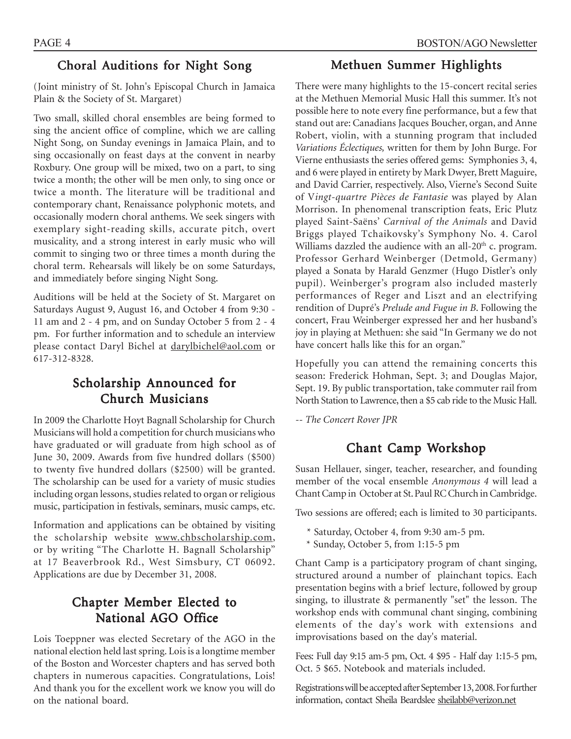## Choral Auditions for Night Song

(Joint ministry of St. John's Episcopal Church in Jamaica Plain & the Society of St. Margaret)

Two small, skilled choral ensembles are being formed to sing the ancient office of compline, which we are calling Night Song, on Sunday evenings in Jamaica Plain, and to sing occasionally on feast days at the convent in nearby Roxbury. One group will be mixed, two on a part, to sing twice a month; the other will be men only, to sing once or twice a month. The literature will be traditional and contemporary chant, Renaissance polyphonic motets, and occasionally modern choral anthems. We seek singers with exemplary sight-reading skills, accurate pitch, overt musicality, and a strong interest in early music who will commit to singing two or three times a month during the choral term. Rehearsals will likely be on some Saturdays, and immediately before singing Night Song.

Auditions will be held at the Society of St. Margaret on Saturdays August 9, August 16, and October 4 from 9:30 - 11 am and 2 - 4 pm, and on Sunday October 5 from 2 - 4 pm. For further information and to schedule an interview please contact Daryl Bichel at darylbichel@aol.com or 617-312-8328.

## Scholarship Announced for Church Musicians

In 2009 the Charlotte Hoyt Bagnall Scholarship for Church Musicians will hold a competition for church musicians who have graduated or will graduate from high school as of June 30, 2009. Awards from five hundred dollars ($500) to twenty five hundred dollars ($2500) will be granted. The scholarship can be used for a variety of music studies including organ lessons, studies related to organ or religious music, participation in festivals, seminars, music camps, etc.

Information and applications can be obtained by visiting the scholarship website www.chbscholarship.com, or by writing "The Charlotte H. Bagnall Scholarship" at 17 Beaverbrook Rd., West Simsbury, CT 06092. Applications are due by December 31, 2008.

## Chapter Member Elected to National AGO Office

Lois Toeppner was elected Secretary of the AGO in the national election held last spring. Lois is a longtime member of the Boston and Worcester chapters and has served both chapters in numerous capacities. Congratulations, Lois! And thank you for the excellent work we know you will do on the national board.

## Methuen Summer Highlights

There were many highlights to the 15-concert recital series at the Methuen Memorial Music Hall this summer. It's not possible here to note every fine performance, but a few that stand out are: Canadians Jacques Boucher, organ, and Anne Robert, violin, with a stunning program that included *Variations Éclectiques,* written for them by John Burge. For Vierne enthusiasts the series offered gems: Symphonies 3, 4, and 6 were played in entirety by Mark Dwyer, Brett Maguire, and David Carrier, respectively. Also, Vierne's Second Suite of *Vingt-quartre Pièces de Fantasie* was played by Alan Morrison. In phenomenal transcription feats, Eric Plutz played Saint-Saëns' *Carnival of the Animals* and David Briggs played Tchaikovsky's Symphony No. 4. Carol Williams dazzled the audience with an all-20th c. program. Professor Gerhard Weinberger (Detmold, Germany) played a Sonata by Harald Genzmer (Hugo Distler's only pupil). Weinberger's program also included masterly performances of Reger and Liszt and an electrifying rendition of Dupré's *Prelude and Fugue in B*. Following the concert, Frau Weinberger expressed her and her husband's joy in playing at Methuen: she said "In Germany we do not have concert halls like this for an organ."

Hopefully you can attend the remaining concerts this season: Frederick Hohman, Sept. 3; and Douglas Major, Sept. 19. By public transportation, take commuter rail from North Station to Lawrence, then a $5 cab ride to the Music Hall.

*-- The Concert Rover JPR*

## Chant Camp Workshop

Susan Hellauer, singer, teacher, researcher, and founding member of the vocal ensemble *Anonymous 4* will lead a Chant Camp in October at St. Paul RC Church in Cambridge.

Two sessions are offered; each is limited to 30 participants.

* Saturday, October 4, from 9:30 am-5 pm.
* Sunday, October 5, from 1:15-5 pm

Chant Camp is a participatory program of chant singing, structured around a number of plainchant topics. Each presentation begins with a brief lecture, followed by group singing, to illustrate & permanently "set" the lesson. The workshop ends with communal chant singing, combining elements of the day's work with extensions and improvisations based on the day's material.

Fees: Full day 9:15 am-5 pm, Oct. 4 $95 - Half day 1:15-5 pm, Oct. 5 $65. Notebook and materials included.

Registrations will be accepted after September 13, 2008. For further information, contact Sheila Beardslee sheilabb@verizon.net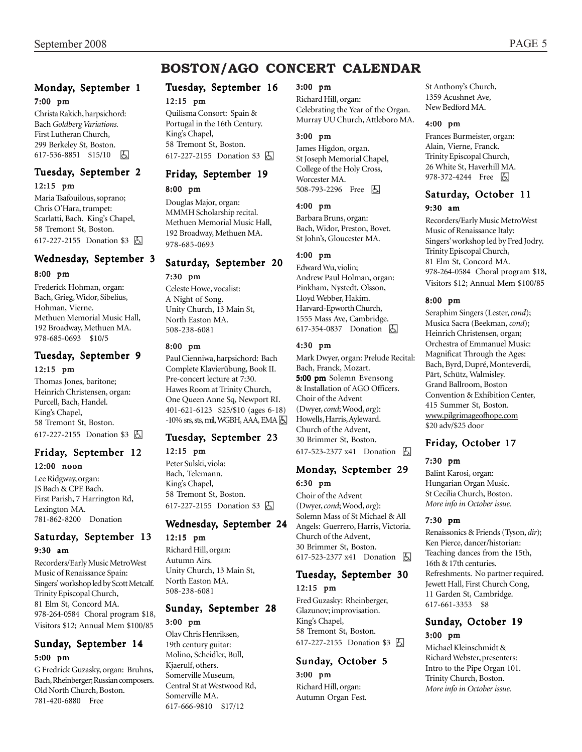# BOSTON/AGO CONCERT CALENDAR

## Monday, September 1

**7:00 pm**

Christa Rakich, harpsichord: Bach *Goldberg Variations*. First Lutheran Church, 299 Berkeley St, Boston. 617-536-8851 $15/10 ♿

## Tuesday, September 2

**12:15 pm**

Maria Tsafoulous, soprano; Chris O'Hara, trumpet: Scarlatti, Bach. King's Chapel, 58 Tremont St, Boston. 617-227-2155 Donation $3 ♿

## Wednesday, September 3

**8:00 pm**

Frederick Hohman, organ: Bach, Grieg, Widor, Sibelius, Hohman, Vierne. Methuen Memorial Music Hall, 192 Broadway, Methuen MA. 978-685-0693 $10/5

## Tuesday, September 9

**12:15 pm**

Thomas Jones, baritone; Heinrich Christensen, organ: Purcell, Bach, Handel. King's Chapel, 58 Tremont St, Boston. 617-227-2155 Donation $3 ♿

## Friday, September 12

**12:00 noon**

Lee Ridgway, organ: JS Bach & CPE Bach. First Parish, 7 Harrington Rd, Lexington MA. 781-862-8200 Donation

## Saturday, September 13

**9:30 am**

Recorders/Early Music MetroWest Music of Renaissance Spain: Singers' workshop led by Scott Metcalf. Trinity Episcopal Church, 81 Elm St, Concord MA. 978-264-0584 Choral program $18, Visitors $12; Annual Mem $100/85

## Sunday, September 14

**5:00 pm**

G Fredrick Guzasky, organ: Bruhns, Bach, Rheinberger; Russian composers. Old North Church, Boston. 781-420-6880 Free

## Tuesday, September 16

**12:15 pm**

Quilisma Consort: Spain & Portugal in the 16th Century. King's Chapel, 58 Tremont St, Boston. 617-227-2155 Donation $3 ♿

## Friday, September 19

**8:00 pm**

Douglas Major, organ: MMMH Scholarship recital. Methuen Memorial Music Hall, 192 Broadway, Methuen MA. 978-685-0693

## Saturday, September 20

**7:30 pm**

Celeste Howe, vocalist: A Night of Song. Unity Church, 13 Main St, North Easton MA. 508-238-6081

**8:00 pm**

Paul Cienniwa, harpsichord: Bach Complete Klavierübung, Book II. Pre-concert lecture at 7:30. Hawes Room at Trinity Church, One Queen Anne Sq, Newport RI. 401-621-6123 $25/$10 (ages 6-18) -10% srs, sts, mil, WGBH, AAA, EMA ♿

## Tuesday, September 23

**12:15 pm**

Peter Sulski, viola: Bach, Telemann. King's Chapel, 58 Tremont St, Boston. 617-227-2155 Donation $3 ♿

## Wednesday, September 24

**12:15 pm**

Richard Hill, organ: Autumn Airs. Unity Church, 13 Main St, North Easton MA. 508-238-6081

## Sunday, September 28

**3:00 pm**

Olav Chris Henriksen, 19th century guitar: Molino, Scheidler, Bull, Kjaerulf, others. Somerville Museum, Central St at Westwood Rd, Somerville MA. 617-666-9810 $17/12

**3:00 pm**

Richard Hill, organ: Celebrating the Year of the Organ. Murray UU Church, Attleboro MA.

**3:00 pm**

James Higdon, organ. St Joseph Memorial Chapel, College of the Holy Cross, Worcester MA. 508-793-2296 Free ♿

**4:00 pm**

Barbara Bruns, organ: Bach, Widor, Preston, Bovet. St John's, Gloucester MA.

**4:00 pm**

Edward Wu, violin; Andrew Paul Holman, organ: Pinkham, Nystedt, Olsson, Lloyd Webber, Hakim. Harvard-Epworth Church, 1555 Mass Ave, Cambridge. 617-354-0837 Donation ♿

**4:30 pm**

Mark Dwyer, organ: Prelude Recital: Bach, Franck, Mozart.
**5:00 pm** Solemn Evensong & Installation of AGO Officers. Choir of the Advent (Dwyer, *cond*; Wood, *org*): Howells, Harris, Ayleward. Church of the Advent, 30 Brimmer St, Boston. 617-523-2377 x41 Donation ♿

## Monday, September 29

**6:30 pm**

Choir of the Advent (Dwyer, *cond*; Wood, *org*): Solemn Mass of St Michael & All Angels: Guerrero, Harris, Victoria. Church of the Advent, 30 Brimmer St, Boston. 617-523-2377 x41 Donation ♿

## Tuesday, September 30

**12:15 pm**

Fred Guzasky: Rheinberger, Glazunov; improvisation. King's Chapel, 58 Tremont St, Boston. 617-227-2155 Donation $3 ♿

## Sunday, October 5

**3:00 pm**

Richard Hill, organ: Autumn Organ Fest. St Anthony's Church, 1359 Acushnet Ave, New Bedford MA.

**4:00 pm**

Frances Burmeister, organ: Alain, Vierne, Franck. Trinity Episcopal Church, 26 White St, Haverhill MA. 978-372-4244 Free ♿

## Saturday, October 11

**9:30 am**

Recorders/Early Music MetroWest Music of Renaissance Italy: Singers' workshop led by Fred Jodry. Trinity Episcopal Church, 81 Elm St, Concord MA. 978-264-0584 Choral program $18, Visitors $12; Annual Mem $100/85

**8:00 pm**

Seraphim Singers (Lester, *cond*); Musica Sacra (Beekman, *cond*); Heinrich Christensen, organ; Orchestra of Emmanuel Music: Magnificat Through the Ages: Bach, Byrd, Dupré, Monteverdi, Pärt, Schütz, Walmisley. Grand Ballroom, Boston Convention & Exhibition Center, 415 Summer St, Boston. www.pilgrimageofhope.com $20 adv/$25 door

## Friday, October 17

**7:30 pm**

Balint Karosi, organ: Hungarian Organ Music. St Cecilia Church, Boston. *More info in October issue.*

**7:30 pm**

Renaissonics & Friends (Tyson, *dir*); Ken Pierce, dancer/historian: Teaching dances from the 15th, 16th & 17th centuries. Refreshments. No partner required. Jewett Hall, First Church Cong, 11 Garden St, Cambridge. 617-661-3353 $8

## Sunday, October 19

**3:00 pm**

Michael Kleinschmidt & Richard Webster, presenters: Intro to the Pipe Organ 101. Trinity Church, Boston. *More info in October issue.*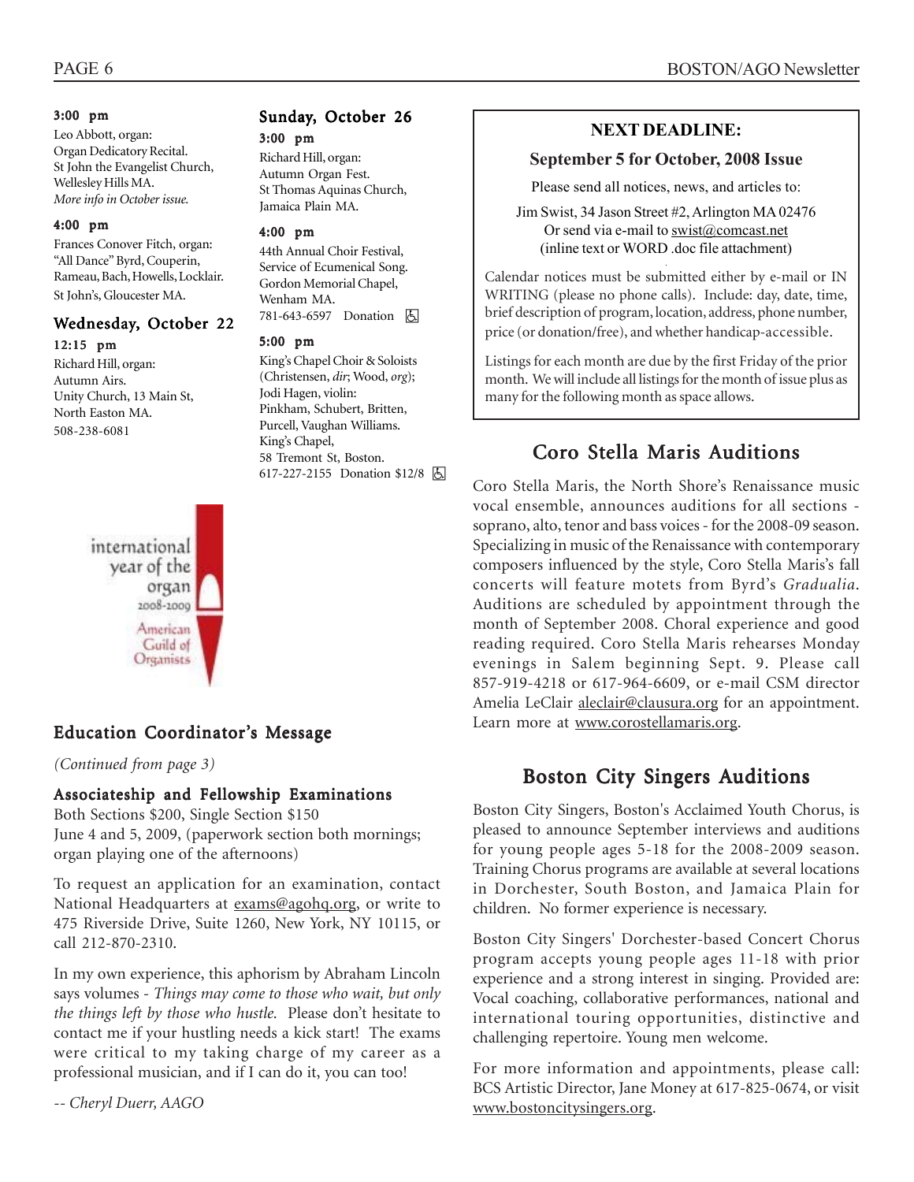**3:00 pm**
Leo Abbott, organ:
Organ Dedicatory Recital.
St John the Evangelist Church,
Wellesley Hills MA.
*More info in October issue.*

**4:00 pm**
Frances Conover Fitch, organ:
"All Dance" Byrd, Couperin, Rameau, Bach, Howells, Locklair.
St John's, Gloucester MA.

### Wednesday, October 22

**12:15 pm**
Richard Hill, organ:
Autumn Airs.
Unity Church, 13 Main St,
North Easton MA.
508-238-6081

### Sunday, October 26

**3:00 pm**
Richard Hill, organ:
Autumn Organ Fest.
St Thomas Aquinas Church,
Jamaica Plain MA.

**4:00 pm**
44th Annual Choir Festival,
Service of Ecumenical Song.
Gordon Memorial Chapel,
Wenham MA.
781-643-6597 Donation ♿

**5:00 pm**
King's Chapel Choir & Soloists (Christensen, *dir*; Wood, *org*);
Jodi Hagen, violin:
Pinkham, Schubert, Britten, Purcell, Vaughan Williams.
King's Chapel,
58 Tremont St, Boston.
617-227-2155 Donation $12/8 ♿

international year of the organ 2008-2009
American Guild of Organists

## Education Coordinator's Message

*(Continued from page 3)*

### Associateship and Fellowship Examinations

Both Sections $200, Single Section $150
June 4 and 5, 2009, (paperwork section both mornings; organ playing one of the afternoons)

To request an application for an examination, contact National Headquarters at exams@agohq.org, or write to 475 Riverside Drive, Suite 1260, New York, NY 10115, or call 212-870-2310.

In my own experience, this aphorism by Abraham Lincoln says volumes - *Things may come to those who wait, but only the things left by those who hustle.* Please don't hesitate to contact me if your hustling needs a kick start! The exams were critical to my taking charge of my career as a professional musician, and if I can do it, you can too!

*-- Cheryl Duerr, AAGO*

---

**NEXT DEADLINE:**

**September 5 for October, 2008 Issue**

Please send all notices, news, and articles to:

Jim Swist, 34 Jason Street #2, Arlington MA 02476
Or send via e-mail to swist@comcast.net
(inline text or WORD .doc file attachment)

Calendar notices must be submitted either by e-mail or IN WRITING (please no phone calls). Include: day, date, time, brief description of program, location, address, phone number, price (or donation/free), and whether handicap-accessible.

Listings for each month are due by the first Friday of the prior month. We will include all listings for the month of issue plus as many for the following month as space allows.

---

## Coro Stella Maris Auditions

Coro Stella Maris, the North Shore's Renaissance music vocal ensemble, announces auditions for all sections - soprano, alto, tenor and bass voices - for the 2008-09 season. Specializing in music of the Renaissance with contemporary composers influenced by the style, Coro Stella Maris's fall concerts will feature motets from Byrd's *Gradualia*. Auditions are scheduled by appointment through the month of September 2008. Choral experience and good reading required. Coro Stella Maris rehearses Monday evenings in Salem beginning Sept. 9. Please call 857-919-4218 or 617-964-6609, or e-mail CSM director Amelia LeClair aleclair@clausura.org for an appointment. Learn more at www.corostellamaris.org.

## Boston City Singers Auditions

Boston City Singers, Boston's Acclaimed Youth Chorus, is pleased to announce September interviews and auditions for young people ages 5-18 for the 2008-2009 season. Training Chorus programs are available at several locations in Dorchester, South Boston, and Jamaica Plain for children. No former experience is necessary.

Boston City Singers' Dorchester-based Concert Chorus program accepts young people ages 11-18 with prior experience and a strong interest in singing. Provided are: Vocal coaching, collaborative performances, national and international touring opportunities, distinctive and challenging repertoire. Young men welcome.

For more information and appointments, please call: BCS Artistic Director, Jane Money at 617-825-0674, or visit www.bostoncitysingers.org.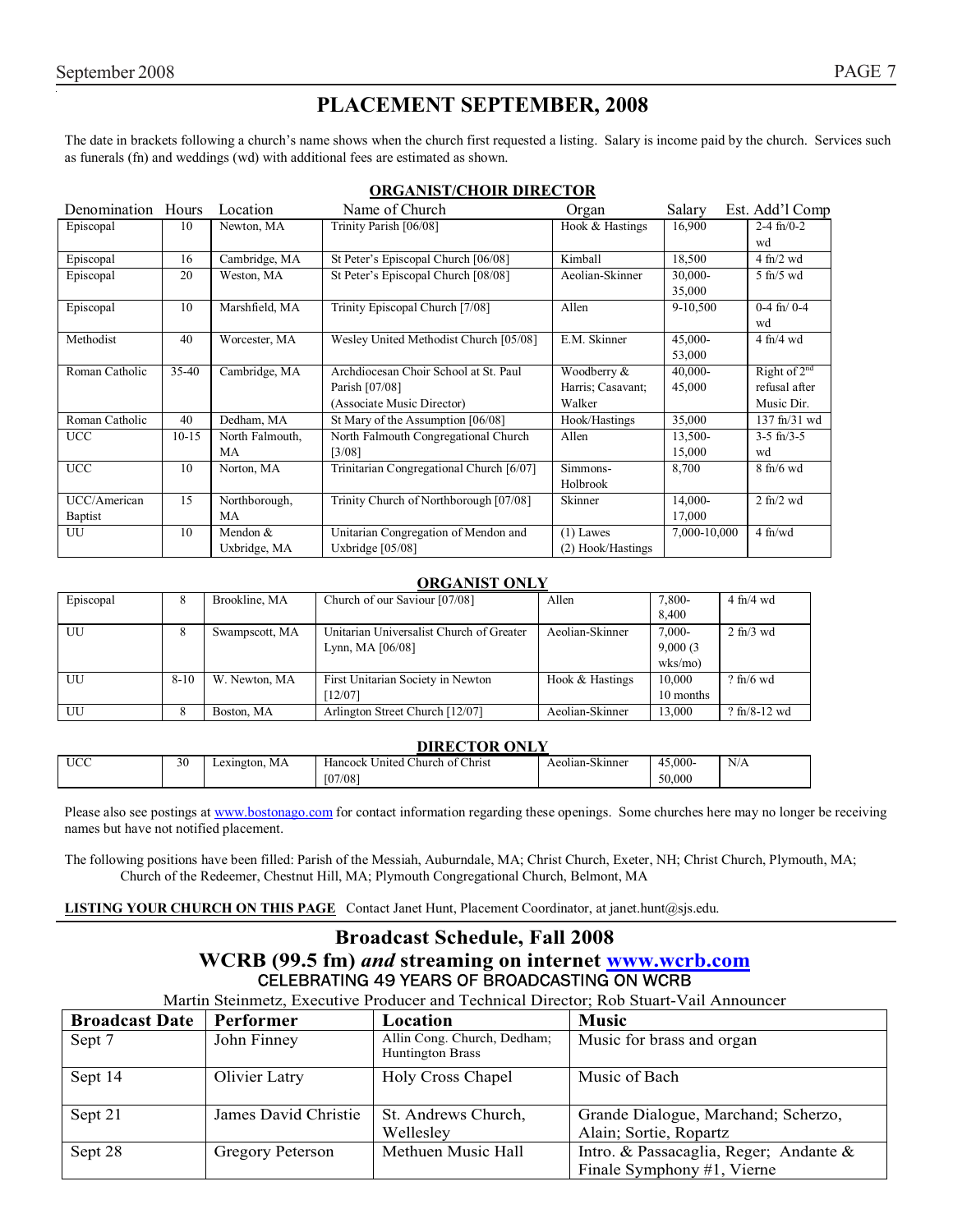# PLACEMENT SEPTEMBER, 2008

The date in brackets following a church's name shows when the church first requested a listing. Salary is income paid by the church. Services such as funerals (fn) and weddings (wd) with additional fees are estimated as shown.

## ORGANIST/CHOIR DIRECTOR

| Denomination | Hours | Location | Name of Church | Organ | Salary | Est. Add'l Comp |
|---|---|---|---|---|---|---|
| Episcopal | 10 | Newton, MA | Trinity Parish [06/08] | Hook & Hastings | 16,900 | 2-4 fn/0-2 wd |
| Episcopal | 16 | Cambridge, MA | St Peter's Episcopal Church [06/08] | Kimball | 18,500 | 4 fn/2 wd |
| Episcopal | 20 | Weston, MA | St Peter's Episcopal Church [08/08] | Aeolian-Skinner | 30,000-35,000 | 5 fn/5 wd |
| Episcopal | 10 | Marshfield, MA | Trinity Episcopal Church [7/08] | Allen | 9-10,500 | 0-4 fn/ 0-4 wd |
| Methodist | 40 | Worcester, MA | Wesley United Methodist Church [05/08] | E.M. Skinner | 45,000-53,000 | 4 fn/4 wd |
| Roman Catholic | 35-40 | Cambridge, MA | Archdiocesan Choir School at St. Paul Parish [07/08] (Associate Music Director) | Woodberry & Harris; Casavant; Walker | 40,000-45,000 | Right of 2nd refusal after Music Dir. |
| Roman Catholic | 40 | Dedham, MA | St Mary of the Assumption [06/08] | Hook/Hastings | 35,000 | 137 fn/31 wd |
| UCC | 10-15 | North Falmouth, MA | North Falmouth Congregational Church [3/08] | Allen | 13,500-15,000 | 3-5 fn/3-5 wd |
| UCC | 10 | Norton, MA | Trinitarian Congregational Church [6/07] | Simmons-Holbrook | 8,700 | 8 fn/6 wd |
| UCC/American Baptist | 15 | Northborough, MA | Trinity Church of Northborough [07/08] | Skinner | 14,000-17,000 | 2 fn/2 wd |
| UU | 10 | Mendon & Uxbridge, MA | Unitarian Congregation of Mendon and Uxbridge [05/08] | (1) Lawes (2) Hook/Hastings | 7,000-10,000 | 4 fn/wd |

## ORGANIST ONLY

| Denomination | Hours | Location | Name of Church | Organ | Salary | Est. Add'l Comp |
|---|---|---|---|---|---|---|
| Episcopal | 8 | Brookline, MA | Church of our Saviour [07/08] | Allen | 7,800-8,400 | 4 fn/4 wd |
| UU | 8 | Swampscott, MA | Unitarian Universalist Church of Greater Lynn, MA [06/08] | Aeolian-Skinner | 7,000-9,000 (3 wks/mo) | 2 fn/3 wd |
| UU | 8-10 | W. Newton, MA | First Unitarian Society in Newton [12/07] | Hook & Hastings | 10,000 10 months | ? fn/6 wd |
| UU | 8 | Boston, MA | Arlington Street Church [12/07] | Aeolian-Skinner | 13,000 | ? fn/8-12 wd |

## DIRECTOR ONLY

| Denomination | Hours | Location | Name of Church | Organ | Salary | Est. Add'l Comp |
|---|---|---|---|---|---|---|
| UCC | 30 | Lexington, MA | Hancock United Church of Christ [07/08] | Aeolian-Skinner | 45,000-50,000 | N/A |

Please also see postings at www.bostonago.com for contact information regarding these openings. Some churches here may no longer be receiving names but have not notified placement.

The following positions have been filled: Parish of the Messiah, Auburndale, MA; Christ Church, Exeter, NH; Christ Church, Plymouth, MA; Church of the Redeemer, Chestnut Hill, MA; Plymouth Congregational Church, Belmont, MA

**LISTING YOUR CHURCH ON THIS PAGE** Contact Janet Hunt, Placement Coordinator, at janet.hunt@sjs.edu.

# Broadcast Schedule, Fall 2008

## WCRB (99.5 fm) *and* streaming on internet www.wcrb.com

CELEBRATING 49 YEARS OF BROADCASTING ON WCRB

Martin Steinmetz, Executive Producer and Technical Director; Rob Stuart-Vail Announcer

| Broadcast Date | Performer | Location | Music |
|---|---|---|---|
| Sept 7 | John Finney | Allin Cong. Church, Dedham; Huntington Brass | Music for brass and organ |
| Sept 14 | Olivier Latry | Holy Cross Chapel | Music of Bach |
| Sept 21 | James David Christie | St. Andrews Church, Wellesley | Grande Dialogue, Marchand; Scherzo, Alain; Sortie, Ropartz |
| Sept 28 | Gregory Peterson | Methuen Music Hall | Intro. & Passacaglia, Reger; Andante & Finale Symphony #1, Vierne |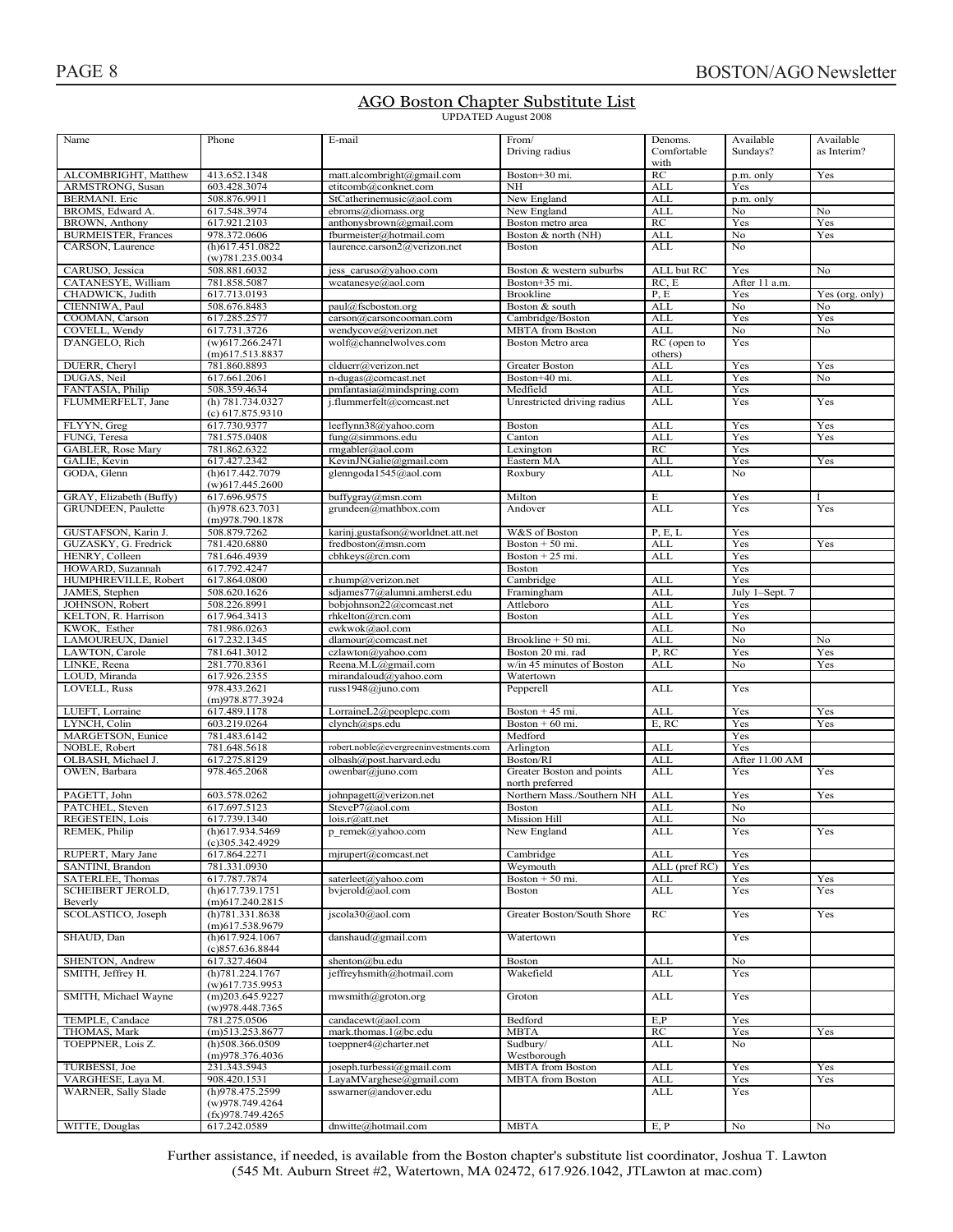## AGO Boston Chapter Substitute List

UPDATED August 2008

| Name | Phone | E-mail | From/ Driving radius | Denoms. Comfortable with | Available Sundays? | Available as Interim? |
|---|---|---|---|---|---|---|
| ALCOMBRIGHT, Matthew | 413.652.1348 | matt.alcombright@gmail.com | Boston+30 mi. | RC | p.m. only | Yes |
| ARMSTRONG, Susan | 603.428.3074 | etitcomb@conknet.com | NH | ALL | Yes | |
| BERMANI. Eric | 508.876.9911 | StCatherinemusic@aol.com | New England | ALL | p.m. only | |
| BROMS, Edward A. | 617.548.3974 | ebroms@diomass.org | New England | ALL | No | No |
| BROWN, Anthony | 617.921.2103 | anthonysbrown@gmail.com | Boston metro area | RC | Yes | Yes |
| BURMEISTER, Frances | 978.372.0606 | fburmeister@hotmail.com | Boston & north (NH) | ALL | No | Yes |
| CARSON, Laurence | (h)617.451.0822 (w)781.235.0034 | laurence.carson2@verizon.net | Boston | ALL | No | |
| CARUSO, Jessica | 508.881.6032 | jess_caruso@yahoo.com | Boston & western suburbs | ALL but RC | Yes | No |
| CATANESYE, William | 781.858.5087 | wcatanesye@aol.com | Boston+35 mi. | RC, E | After 11 a.m. | |
| CHADWICK, Judith | 617.713.0193 | | Brookline | P, E | Yes | Yes (org. only) |
| CIENNIWA, Paul | 508.676.8483 | paul@fscboston.org | Boston & south | ALL | No | No |
| COOMAN, Carson | 617.285.2577 | carson@carsoncooman.com | Cambridge/Boston | ALL | Yes | Yes |
| COVELL, Wendy | 617.731.3726 | wendycove@verizon.net | MBTA from Boston | ALL | No | No |
| D'ANGELO, Rich | (w)617.266.2471 (m)617.513.8837 | wolf@channelwolves.com | Boston Metro area | RC (open to others) | Yes | |
| DUERR, Cheryl | 781.860.8893 | clduerr@verizon.net | Greater Boston | ALL | Yes | Yes |
| DUGAS, Neil | 617.661.2061 | n-dugas@comcast.net | Boston+40 mi. | ALL | Yes | No |
| FANTASIA, Philip | 508.359.4634 | pmfantasia@mindspring.com | Medfield | ALL | Yes | |
| FLUMMERFELT, Jane | (h) 781.734.0327 (c) 617.875.9310 | j.flummerfelt@comcast.net | Unrestricted driving radius | ALL | Yes | Yes |
| FLYYN, Greg | 617.730.9377 | leeflynn38@yahoo.com | Boston | ALL | Yes | Yes |
| FUNG, Teresa | 781.575.0408 | fung@simmons.edu | Canton | ALL | Yes | Yes |
| GABLER, Rose Mary | 781.862.6322 | rmgabler@aol.com | Lexington | RC | Yes | |
| GALIE, Kevin | 617.427.2342 | KevinJNGalie@gmail.com | Eastern MA | ALL | Yes | Yes |
| GODA, Glenn | (h)617.442.7079 (w)617.445.2600 | glenngoda1545@aol.com | Roxbury | ALL | No | |
| GRAY, Elizabeth (Buffy) | 617.696.9575 | buffygray@msn.com | Milton | E | Yes | I |
| GRUNDEEN, Paulette | (h)978.623.7031 (m)978.790.1878 | grundeen@mathbox.com | Andover | ALL | Yes | Yes |
| GUSTAFSON, Karin J. | 508.879.7262 | karinj.gustafson@worldnet.att.net | W&S of Boston | P, E, L | Yes | |
| GUZASKY, G. Fredrick | 781.420.6880 | fredboston@msn.com | Boston + 50 mi. | ALL | Yes | Yes |
| HENRY, Colleen | 781.646.4939 | cbhkeys@rcn.com | Boston + 25 mi. | ALL | Yes | |
| HOWARD, Suzannah | 617.792.4247 | | Boston | | Yes | |
| HUMPHREVILLE, Robert | 617.864.0800 | r.hump@verizon.net | Cambridge | ALL | Yes | |
| JAMES, Stephen | 508.620.1626 | sdjames77@alumni.amherst.edu | Framingham | ALL | July 1–Sept. 7 | |
| JOHNSON, Robert | 508.226.8991 | bobjohnson22@comcast.net | Attleboro | ALL | Yes | |
| KELTON, R. Harrison | 617.964.3413 | rhkelton@rcn.com | Boston | ALL | Yes | |
| KWOK, Esther | 781.986.0263 | ewkwok@aol.com | | ALL | No | |
| LAMOUREUX, Daniel | 617.232.1345 | dlamour@comcast.net | Brookline + 50 mi. | ALL | No | No |
| LAWTON, Carole | 781.641.3012 | czlawton@yahoo.com | Boston 20 mi. rad | P, RC | Yes | Yes |
| LINKE, Reena | 281.770.8361 | Reena.M.L@gmail.com | w/in 45 minutes of Boston | ALL | No | Yes |
| LOUD, Miranda | 617.926.2355 | mirandaloud@yahoo.com | Watertown | | | |
| LOVELL, Russ | 978.433.2621 (m)978.877.3924 | russ1948@juno.com | Pepperell | ALL | Yes | |
| LUEFT, Lorraine | 617.489.1178 | LorraineL2@peoplepc.com | Boston + 45 mi. | ALL | Yes | Yes |
| LYNCH, Colin | 603.219.0264 | clynch@sps.edu | Boston + 60 mi. | E, RC | Yes | Yes |
| MARGETSON, Eunice | 781.483.6142 | | Medford | | Yes | |
| NOBLE, Robert | 781.648.5618 | robert.noble@evergreeninvestments.com | Arlington | ALL | Yes | |
| OLBASH, Michael J. | 617.275.8129 | olbash@post.harvard.edu | Boston/RI | ALL | After 11.00 AM | |
| OWEN, Barbara | 978.465.2068 | owenbar@juno.com | Greater Boston and points north preferred | ALL | Yes | Yes |
| PAGETT, John | 603.578.0262 | johnpagett@verizon.net | Northern Mass./Southern NH | ALL | Yes | Yes |
| PATCHEL, Steven | 617.697.5123 | SteveP7@aol.com | Boston | ALL | No | |
| REGESTEIN, Lois | 617.739.1340 | lois.r@att.net | Mission Hill | ALL | No | |
| REMEK, Philip | (h)617.934.5469 (c)305.342.4929 | p_remek@yahoo.com | New England | ALL | Yes | Yes |
| RUPERT, Mary Jane | 617.864.2271 | mjrupert@comcast.net | Cambridge | ALL | Yes | |
| SANTINI, Brandon | 781.331.0930 | | Weymouth | ALL (pref RC) | Yes | |
| SATERLEE, Thomas | 617.787.7874 | saterleet@yahoo.com | Boston + 50 mi. | ALL | Yes | Yes |
| SCHEIBERT JEROLD, Beverly | (h)617.739.1751 (m)617.240.2815 | bvjerold@aol.com | Boston | ALL | Yes | Yes |
| SCOLASTICO, Joseph | (h)781.331.8638 (m)617.538.9679 | jscola30@aol.com | Greater Boston/South Shore | RC | Yes | Yes |
| SHAUD, Dan | (h)617.924.1067 (c)857.636.8844 | danshaud@gmail.com | Watertown | | Yes | |
| SHENTON, Andrew | 617.327.4604 | shenton@bu.edu | Boston | ALL | No | |
| SMITH, Jeffrey H. | (h)781.224.1767 (w)617.735.9953 | jeffreyhsmith@hotmail.com | Wakefield | ALL | Yes | |
| SMITH, Michael Wayne | (m)203.645.9227 (w)978.448.7365 | mwsmith@groton.org | Groton | ALL | Yes | |
| TEMPLE, Candace | 781.275.0506 | candacewt@aol.com | Bedford | E,P | Yes | |
| THOMAS, Mark | (m)513.253.8677 | mark.thomas.1@bc.edu | MBTA | RC | Yes | Yes |
| TOEPPNER, Lois Z. | (h)508.366.0509 (m)978.376.4036 | toeppner4@charter.net | Sudbury/ Westborough | ALL | No | |
| TURBESSI, Joe | 231.343.5943 | joseph.turbessi@gmail.com | MBTA from Boston | ALL | Yes | Yes |
| VARGHESE, Laya M. | 908.420.1531 | LayaMVarghese@gmail.com | MBTA from Boston | ALL | Yes | Yes |
| WARNER, Sally Slade | (h)978.475.2599 (w)978.749.4264 (fx)978.749.4265 | sswarner@andover.edu | | ALL | Yes | |
| WITTE, Douglas | 617.242.0589 | dnwitte@hotmail.com | MBTA | E, P | No | No |

Further assistance, if needed, is available from the Boston chapter's substitute list coordinator, Joshua T. Lawton (545 Mt. Auburn Street #2, Watertown, MA 02472, 617.926.1042, JTLawton at mac.com)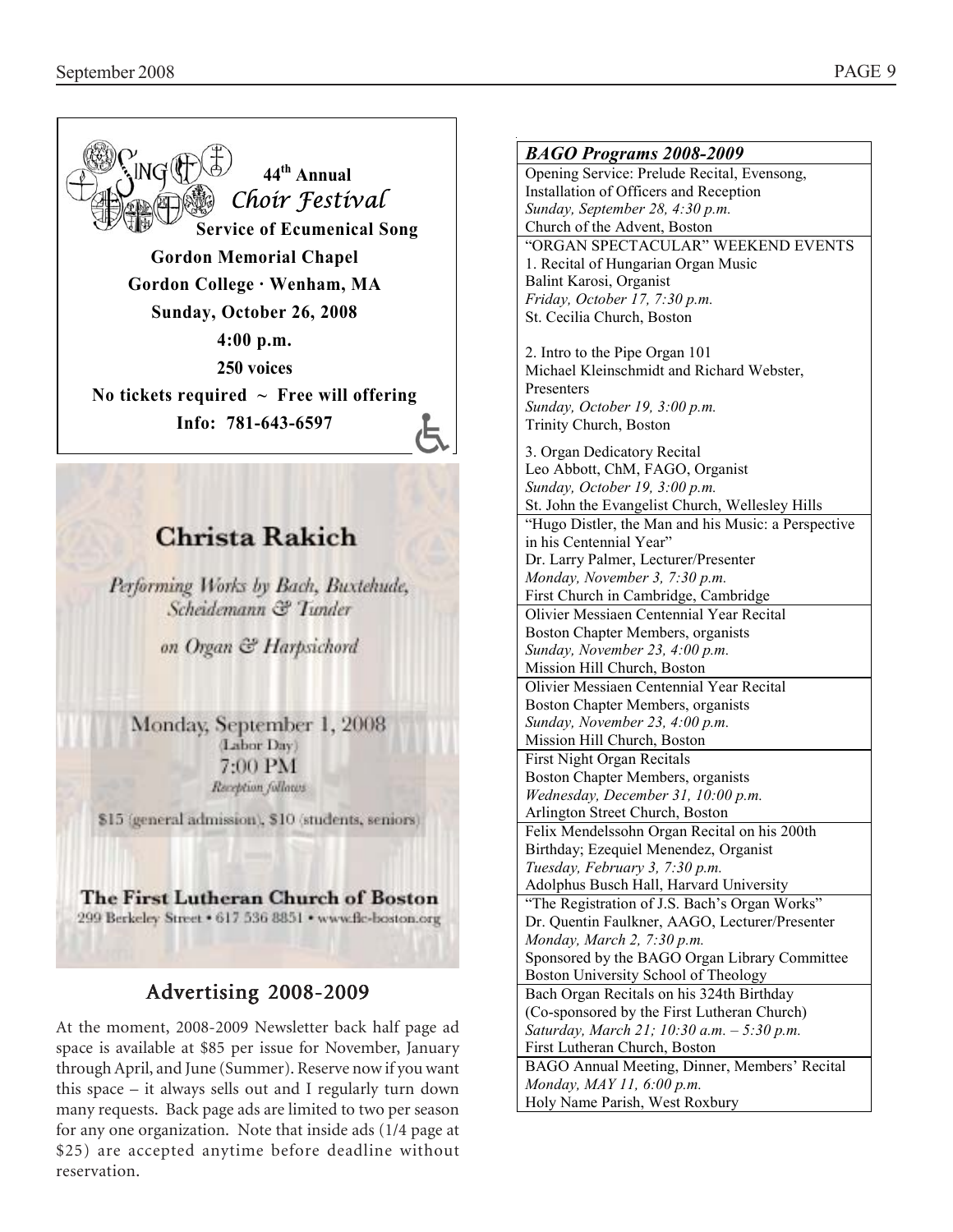**Sing 44th Annual Choir Festival**

**Service of Ecumenical Song**

**Gordon Memorial Chapel**

**Gordon College · Wenham, MA**

**Sunday, October 26, 2008**

**4:00 p.m.**

**250 voices**

**No tickets required ~ Free will offering**

**Info: 781-643-6597**

## Christa Rakich

*Performing Works by Bach, Buxtehude, Scheidemann & Tunder*

*on Organ & Harpsichord*

Monday, September 1, 2008
(Labor Day)
7:00 PM
*Reception follows*

$15 (general admission), $10 (students, seniors)

**The First Lutheran Church of Boston**
299 Berkeley Street • 617 536 8851 • www.flc-boston.org

## Advertising 2008-2009

At the moment, 2008-2009 Newsletter back half page ad space is available at $85 per issue for November, January through April, and June (Summer). Reserve now if you want this space – it always sells out and I regularly turn down many requests. Back page ads are limited to two per season for any one organization. Note that inside ads (1/4 page at $25) are accepted anytime before deadline without reservation.

| ***BAGO Programs 2008-2009*** |
|---|
| Opening Service: Prelude Recital, Evensong, Installation of Officers and Reception<br>*Sunday, September 28, 4:30 p.m.*<br>Church of the Advent, Boston |
| "ORGAN SPECTACULAR" WEEKEND EVENTS<br>1. Recital of Hungarian Organ Music<br>Balint Karosi, Organist<br>*Friday, October 17, 7:30 p.m.*<br>St. Cecilia Church, Boston<br><br>2. Intro to the Pipe Organ 101<br>Michael Kleinschmidt and Richard Webster, Presenters<br>*Sunday, October 19, 3:00 p.m.*<br>Trinity Church, Boston<br><br>3. Organ Dedicatory Recital<br>Leo Abbott, ChM, FAGO, Organist<br>*Sunday, October 19, 3:00 p.m.*<br>St. John the Evangelist Church, Wellesley Hills |
| "Hugo Distler, the Man and his Music: a Perspective in his Centennial Year"<br>Dr. Larry Palmer, Lecturer/Presenter<br>*Monday, November 3, 7:30 p.m.*<br>First Church in Cambridge, Cambridge |
| Olivier Messiaen Centennial Year Recital<br>Boston Chapter Members, organists<br>*Sunday, November 23, 4:00 p.m.*<br>Mission Hill Church, Boston |
| Olivier Messiaen Centennial Year Recital<br>Boston Chapter Members, organists<br>*Sunday, November 23, 4:00 p.m.*<br>Mission Hill Church, Boston |
| First Night Organ Recitals<br>Boston Chapter Members, organists<br>*Wednesday, December 31, 10:00 p.m.*<br>Arlington Street Church, Boston |
| Felix Mendelssohn Organ Recital on his 200th Birthday; Ezequiel Menendez, Organist<br>*Tuesday, February 3, 7:30 p.m.*<br>Adolphus Busch Hall, Harvard University |
| "The Registration of J.S. Bach's Organ Works"<br>Dr. Quentin Faulkner, AAGO, Lecturer/Presenter<br>*Monday, March 2, 7:30 p.m.*<br>Sponsored by the BAGO Organ Library Committee<br>Boston University School of Theology |
| Bach Organ Recitals on his 324th Birthday<br>(Co-sponsored by the First Lutheran Church)<br>*Saturday, March 21; 10:30 a.m. – 5:30 p.m.*<br>First Lutheran Church, Boston |
| BAGO Annual Meeting, Dinner, Members' Recital<br>*Monday, MAY 11, 6:00 p.m.*<br>Holy Name Parish, West Roxbury |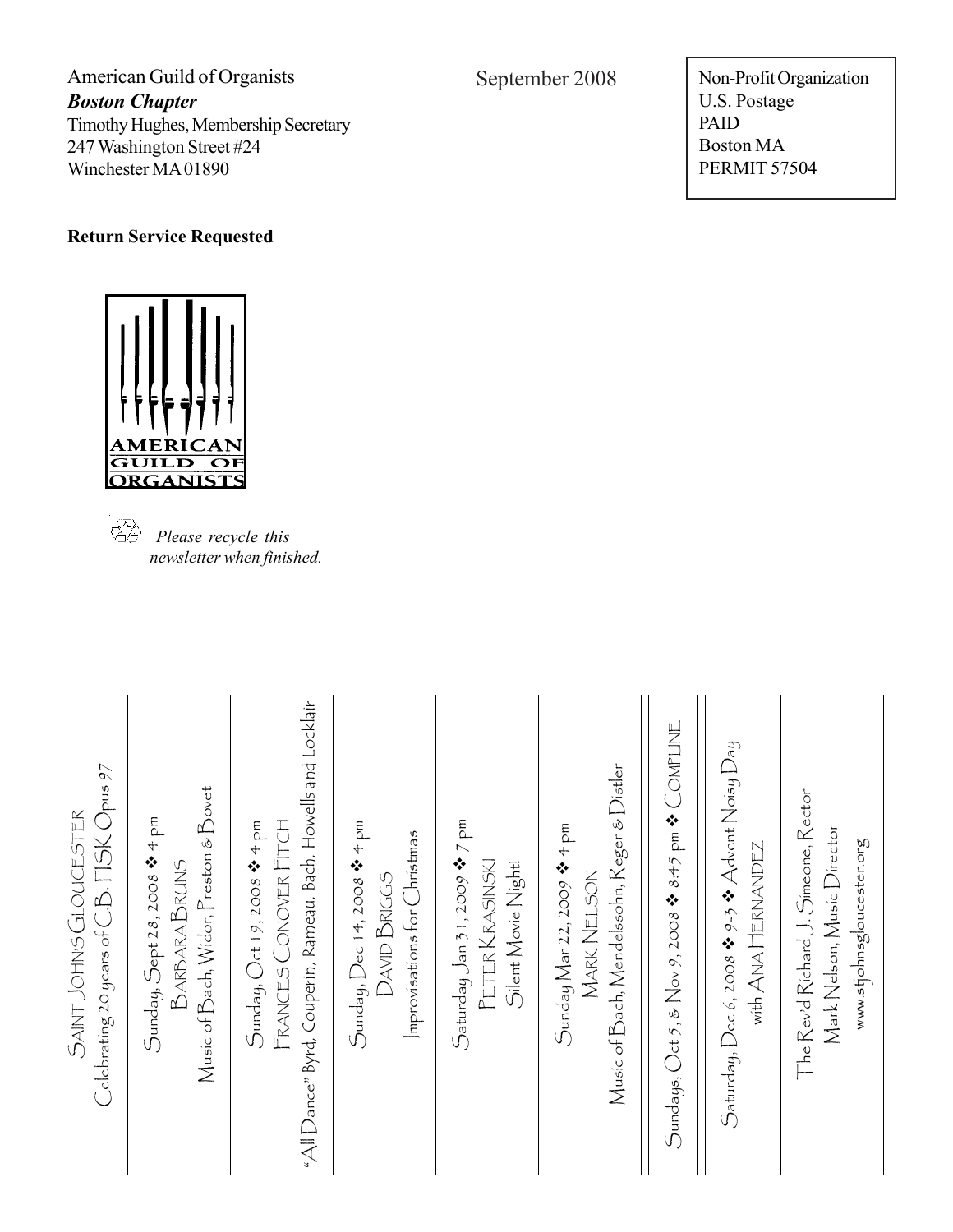American Guild of Organists
***Boston Chapter***
Timothy Hughes, Membership Secretary
247 Washington Street #24
Winchester MA 01890

September 2008

Non-Profit Organization
U.S. Postage
PAID
Boston MA
PERMIT 57504

**Return Service Requested**

AMERICAN GUILD OF ORGANISTS

*Please recycle this newsletter when finished.*

SAINT JOHN'S GLOUCESTER
Celebrating 20 years of C.B. FISK Opus 97

Sunday, Sept 28, 2008 ❖ 4 pm
BARBARA BRUNS
Music of Bach, Widor, Preston & Bovet

Sunday, Oct 19, 2008 ❖ 4 pm
FRANCES CONOVER FITCH
"All Dance" Byrd, Couperin, Rameau, Bach, Howells and Locklair

Sunday, Dec 14, 2008 ❖ 4 pm
DAVID BRIGGS
Improvisations for Christmas

Saturday Jan 31, 2009 ❖ 7 pm
PETER KRASINSKI
Silent Movie Night!

Sunday Mar 22, 2009 ❖ 4 pm
MARK NELSON
Music of Bach, Mendelssohn, Reger & Distler

Sundays, Oct 5, & Nov 9, 2008 ❖ 8:45 pm ❖ COMPLINE

Saturday, Dec 6, 2008 ❖ 9-3 ❖ Advent Noisy Day
with ANA HERNANDEZ

The Rev'd Richard J. Simeone, Rector
Mark Nelson, Music Director
www.stjohnsgloucester.org